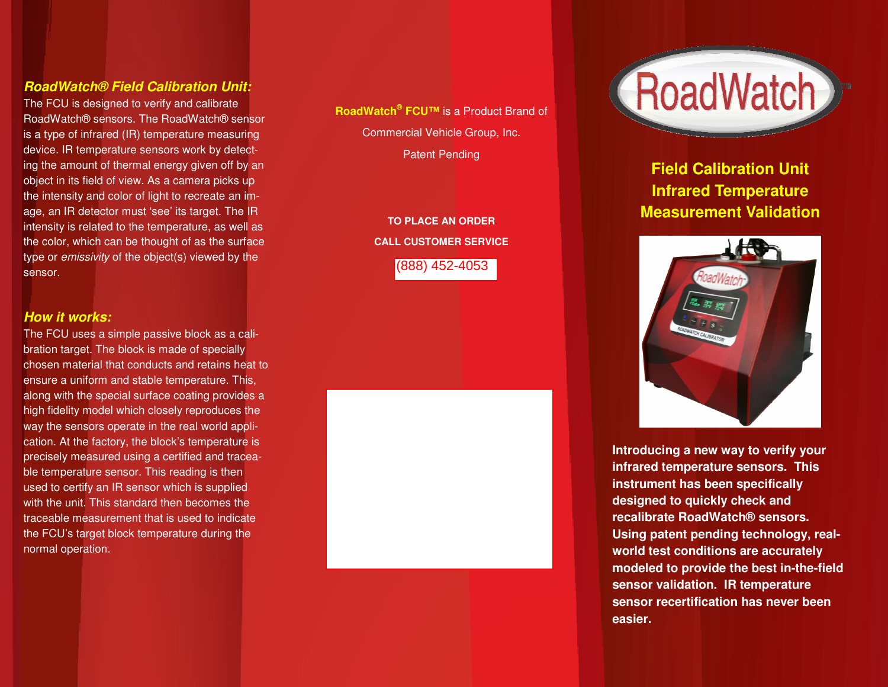### *RoadWatch® Field Calibration Unit:*

The FCU is designed to verify and calibrate RoadWatch® sensors. The RoadWatch® sensor is a type of infrared (IR) temperature measuring device. IR temperature sensors work by detecting the amount of thermal energy given off by an object in its field of view. As a camera picks up the intensity and color of light to recreate an image, an IR detector must 'see' its target. The IR intensity is related to the temperature, as well as the color, which can be thought of as the surface type or *emissivity* of the object(s) viewed by the sensor.

### *How it works:*

The FCU uses a simple passive block as a calibration target. The block is made of specially chosen material that conducts and retains heat to ensure a uniform and stable temperature. This, along with the special surface coating provides a high fidelity model which closely reproduces the way the sensors operate in the real world application. At the factory, the block's temperature is precisely measured using a certified and traceable temperature sensor. This reading is then used to certify an IR sensor which is supplied with the unit. This standard then becomes the traceable measurement that is used to indicate the FCU's target block temperature during the normal operation.

**RoadWatch® FCU™** is a Product Brand of

Commercial Vehicle Group, Inc.

Patent Pending

**TO PLACE AN ORDER**

**CALL CUSTOMER SERVICE**

(888) 452-4053

# RoadWatch™

## Field Calibration Unit Infrared Temperature Measurement Validation

**Introducing a new way to verify your infrared temperature sensors. This instrument has been specifically designed to quickly check and recalibrate RoadWatch® sensors. Using patent pending technology, real-world test conditions are accurately modeled to provide the best in-the-field sensor validation. IR temperature sensor recertification has never been easier.**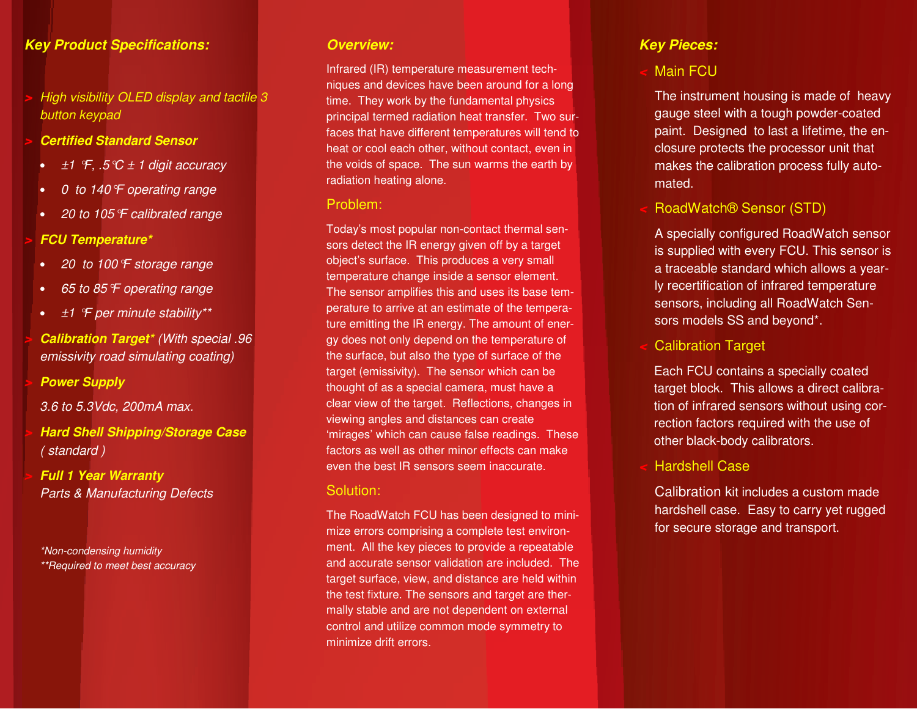## *Key Product Specifications:*

- *High visibility OLED display and tactile 3 button keypad*
- ***Certified Standard Sensor***
  - *±1 °F, .5°C ± 1 digit accuracy*
  - *0 to 140°F operating range*
  - *20 to 105°F calibrated range*
- ***FCU Temperature****
  - *20 to 100°F storage range*
  - *65 to 85°F operating range*
  - *±1 °F per minute stability***
- ***Calibration Target**** *(With special .96 emissivity road simulating coating)*
- ***Power Supply***

  *3.6 to 5.3Vdc, 200mA max.*
- ***Hard Shell Shipping/Storage Case*** *( standard )*
- ***Full 1 Year Warranty***

  *Parts & Manufacturing Defects*

**Non-condensing humidity*

***Required to meet best accuracy*

## *Overview:*

Infrared (IR) temperature measurement techniques and devices have been around for a long time. They work by the fundamental physics principal termed radiation heat transfer. Two surfaces that have different temperatures will tend to heat or cool each other, without contact, even in the voids of space. The sun warms the earth by radiation heating alone.

### Problem:

Today's most popular non-contact thermal sensors detect the IR energy given off by a target object's surface. This produces a very small temperature change inside a sensor element. The sensor amplifies this and uses its base temperature to arrive at an estimate of the temperature emitting the IR energy. The amount of energy does not only depend on the temperature of the surface, but also the type of surface of the target (emissivity). The sensor which can be thought of as a special camera, must have a clear view of the target. Reflections, changes in viewing angles and distances can create 'mirages' which can cause false readings. These factors as well as other minor effects can make even the best IR sensors seem inaccurate.

### Solution:

The RoadWatch FCU has been designed to minimize errors comprising a complete test environment. All the key pieces to provide a repeatable and accurate sensor validation are included. The target surface, view, and distance are held within the test fixture. The sensors and target are thermally stable and are not dependent on external control and utilize common mode symmetry to minimize drift errors.

## *Key Pieces:*

### Main FCU

The instrument housing is made of heavy gauge steel with a tough powder-coated paint. Designed to last a lifetime, the enclosure protects the processor unit that makes the calibration process fully automated.

### RoadWatch® Sensor (STD)

A specially configured RoadWatch sensor is supplied with every FCU. This sensor is a traceable standard which allows a yearly recertification of infrared temperature sensors, including all RoadWatch Sensors models SS and beyond*.

### Calibration Target

Each FCU contains a specially coated target block. This allows a direct calibration of infrared sensors without using correction factors required with the use of other black-body calibrators.

### Hardshell Case

Calibration kit includes a custom made hardshell case. Easy to carry yet rugged for secure storage and transport.